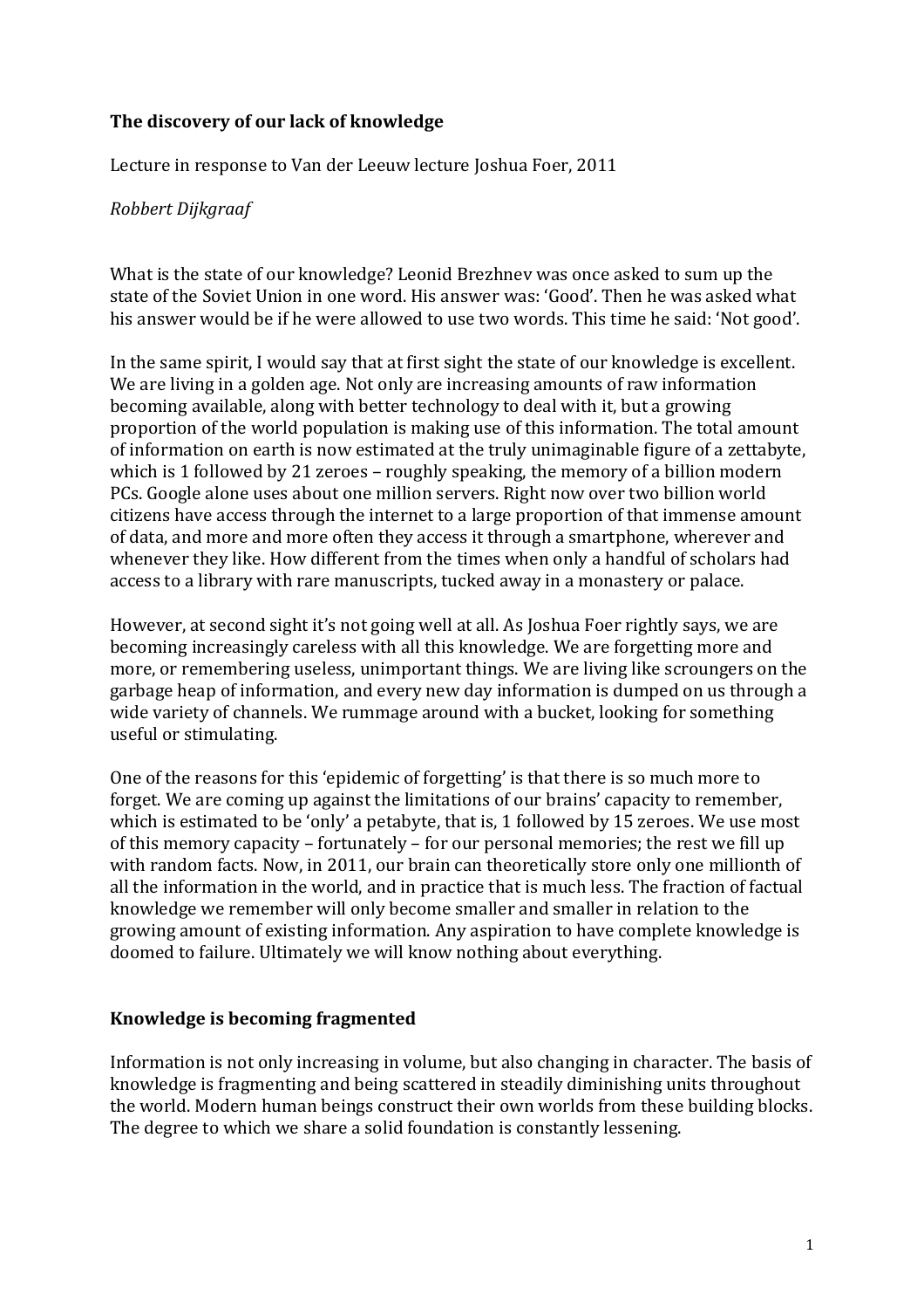**The discovery of our lack of knowledge**

Lecture in response to Van der Leeuw lecture Joshua Foer, 2011

*Robbert Dijkgraaf*

What is the state of our knowledge? Leonid Brezhnev was once asked to sum up the state of the Soviet Union in one word. His answer was: 'Good'. Then he was asked what his answer would be if he were allowed to use two words. This time he said: 'Not good'.

In the same spirit, I would say that at first sight the state of our knowledge is excellent. We are living in a golden age. Not only are increasing amounts of raw information becoming available, along with better technology to deal with it, but a growing proportion of the world population is making use of this information. The total amount of information on earth is now estimated at the truly unimaginable figure of a zettabyte, which is 1 followed by 21 zeroes – roughly speaking, the memory of a billion modern PCs. Google alone uses about one million servers. Right now over two billion world citizens have access through the internet to a large proportion of that immense amount of data, and more and more often they access it through a smartphone, wherever and whenever they like. How different from the times when only a handful of scholars had access to a library with rare manuscripts, tucked away in a monastery or palace.

However, at second sight it's not going well at all. As Joshua Foer rightly says, we are becoming increasingly careless with all this knowledge. We are forgetting more and more, or remembering useless, unimportant things. We are living like scroungers on the garbage heap of information, and every new day information is dumped on us through a wide variety of channels. We rummage around with a bucket, looking for something useful or stimulating.

One of the reasons for this 'epidemic of forgetting' is that there is so much more to forget. We are coming up against the limitations of our brains' capacity to remember, which is estimated to be 'only' a petabyte, that is, 1 followed by 15 zeroes. We use most of this memory capacity – fortunately – for our personal memories; the rest we fill up with random facts. Now, in 2011, our brain can theoretically store only one millionth of all the information in the world, and in practice that is much less. The fraction of factual knowledge we remember will only become smaller and smaller in relation to the growing amount of existing information. Any aspiration to have complete knowledge is doomed to failure. Ultimately we will know nothing about everything.

## Knowledge is becoming fragmented

Information is not only increasing in volume, but also changing in character. The basis of knowledge is fragmenting and being scattered in steadily diminishing units throughout the world. Modern human beings construct their own worlds from these building blocks. The degree to which we share a solid foundation is constantly lessening.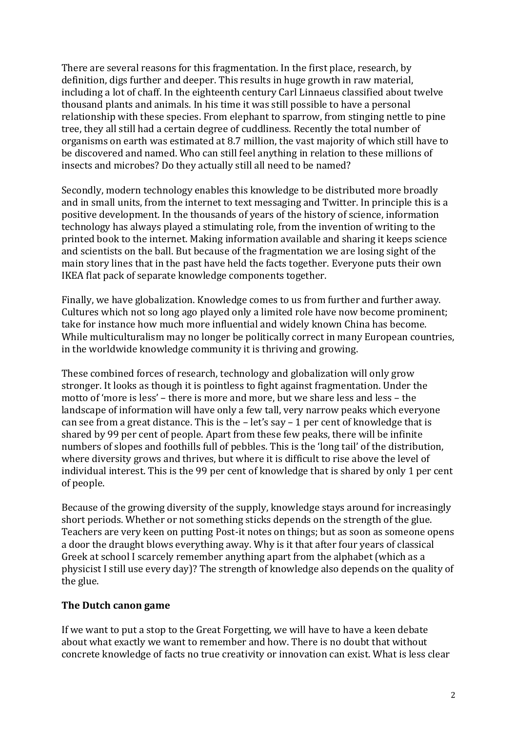There are several reasons for this fragmentation. In the first place, research, by definition, digs further and deeper. This results in huge growth in raw material, including a lot of chaff. In the eighteenth century Carl Linnaeus classified about twelve thousand plants and animals. In his time it was still possible to have a personal relationship with these species. From elephant to sparrow, from stinging nettle to pine tree, they all still had a certain degree of cuddliness. Recently the total number of organisms on earth was estimated at 8.7 million, the vast majority of which still have to be discovered and named. Who can still feel anything in relation to these millions of insects and microbes? Do they actually still all need to be named?

Secondly, modern technology enables this knowledge to be distributed more broadly and in small units, from the internet to text messaging and Twitter. In principle this is a positive development. In the thousands of years of the history of science, information technology has always played a stimulating role, from the invention of writing to the printed book to the internet. Making information available and sharing it keeps science and scientists on the ball. But because of the fragmentation we are losing sight of the main story lines that in the past have held the facts together. Everyone puts their own IKEA flat pack of separate knowledge components together.

Finally, we have globalization. Knowledge comes to us from further and further away. Cultures which not so long ago played only a limited role have now become prominent; take for instance how much more influential and widely known China has become. While multiculturalism may no longer be politically correct in many European countries, in the worldwide knowledge community it is thriving and growing.

These combined forces of research, technology and globalization will only grow stronger. It looks as though it is pointless to fight against fragmentation. Under the motto of 'more is less' – there is more and more, but we share less and less – the landscape of information will have only a few tall, very narrow peaks which everyone can see from a great distance. This is the – let's say – 1 per cent of knowledge that is shared by 99 per cent of people. Apart from these few peaks, there will be infinite numbers of slopes and foothills full of pebbles. This is the 'long tail' of the distribution, where diversity grows and thrives, but where it is difficult to rise above the level of individual interest. This is the 99 per cent of knowledge that is shared by only 1 per cent of people.

Because of the growing diversity of the supply, knowledge stays around for increasingly short periods. Whether or not something sticks depends on the strength of the glue. Teachers are very keen on putting Post-it notes on things; but as soon as someone opens a door the draught blows everything away. Why is it that after four years of classical Greek at school I scarcely remember anything apart from the alphabet (which as a physicist I still use every day)? The strength of knowledge also depends on the quality of the glue.

**The Dutch canon game**

If we want to put a stop to the Great Forgetting, we will have to have a keen debate about what exactly we want to remember and how. There is no doubt that without concrete knowledge of facts no true creativity or innovation can exist. What is less clear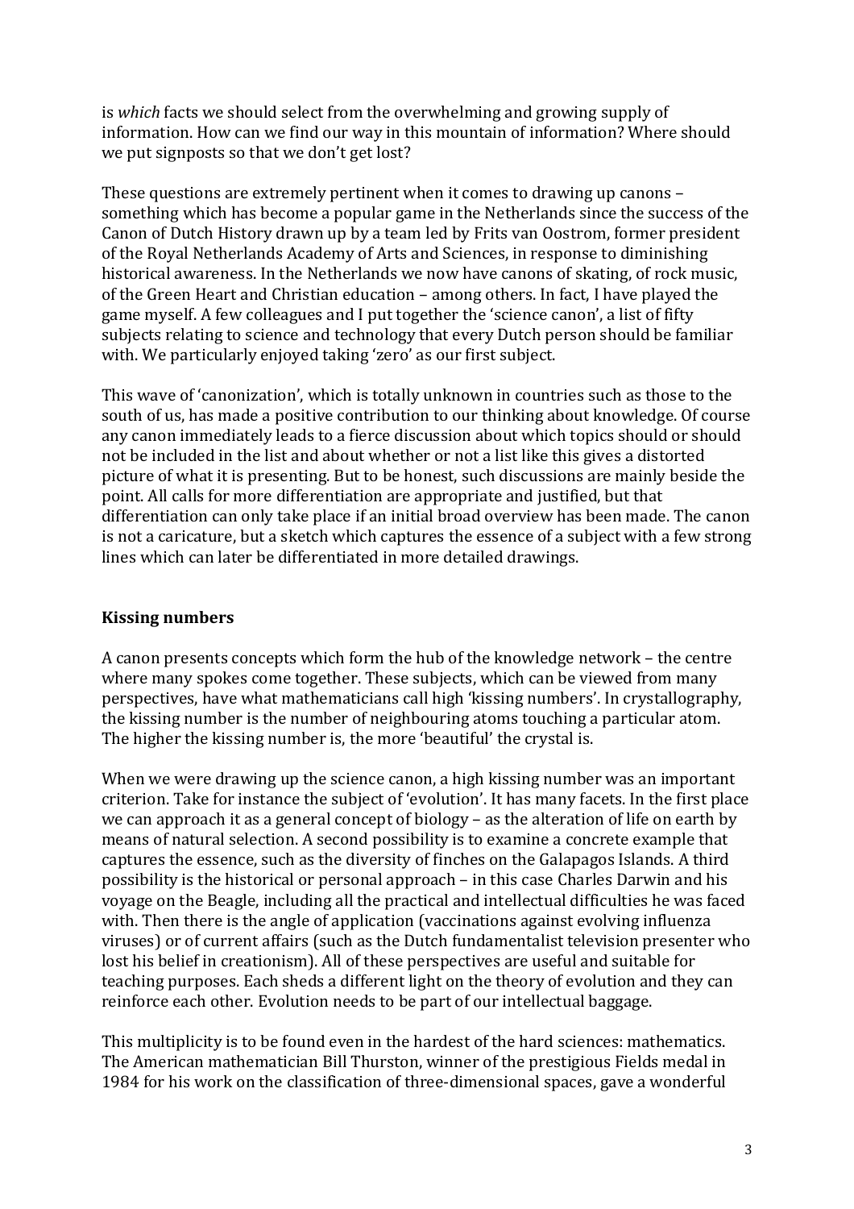is *which* facts we should select from the overwhelming and growing supply of information. How can we find our way in this mountain of information? Where should we put signposts so that we don't get lost?

These questions are extremely pertinent when it comes to drawing up canons – something which has become a popular game in the Netherlands since the success of the Canon of Dutch History drawn up by a team led by Frits van Oostrom, former president of the Royal Netherlands Academy of Arts and Sciences, in response to diminishing historical awareness. In the Netherlands we now have canons of skating, of rock music, of the Green Heart and Christian education – among others. In fact, I have played the game myself. A few colleagues and I put together the 'science canon', a list of fifty subjects relating to science and technology that every Dutch person should be familiar with. We particularly enjoyed taking 'zero' as our first subject.

This wave of 'canonization', which is totally unknown in countries such as those to the south of us, has made a positive contribution to our thinking about knowledge. Of course any canon immediately leads to a fierce discussion about which topics should or should not be included in the list and about whether or not a list like this gives a distorted picture of what it is presenting. But to be honest, such discussions are mainly beside the point. All calls for more differentiation are appropriate and justified, but that differentiation can only take place if an initial broad overview has been made. The canon is not a caricature, but a sketch which captures the essence of a subject with a few strong lines which can later be differentiated in more detailed drawings.

## Kissing numbers

A canon presents concepts which form the hub of the knowledge network – the centre where many spokes come together. These subjects, which can be viewed from many perspectives, have what mathematicians call high 'kissing numbers'. In crystallography, the kissing number is the number of neighbouring atoms touching a particular atom. The higher the kissing number is, the more 'beautiful' the crystal is.

When we were drawing up the science canon, a high kissing number was an important criterion. Take for instance the subject of 'evolution'. It has many facets. In the first place we can approach it as a general concept of biology – as the alteration of life on earth by means of natural selection. A second possibility is to examine a concrete example that captures the essence, such as the diversity of finches on the Galapagos Islands. A third possibility is the historical or personal approach – in this case Charles Darwin and his voyage on the Beagle, including all the practical and intellectual difficulties he was faced with. Then there is the angle of application (vaccinations against evolving influenza viruses) or of current affairs (such as the Dutch fundamentalist television presenter who lost his belief in creationism). All of these perspectives are useful and suitable for teaching purposes. Each sheds a different light on the theory of evolution and they can reinforce each other. Evolution needs to be part of our intellectual baggage.

This multiplicity is to be found even in the hardest of the hard sciences: mathematics. The American mathematician Bill Thurston, winner of the prestigious Fields medal in 1984 for his work on the classification of three-dimensional spaces, gave a wonderful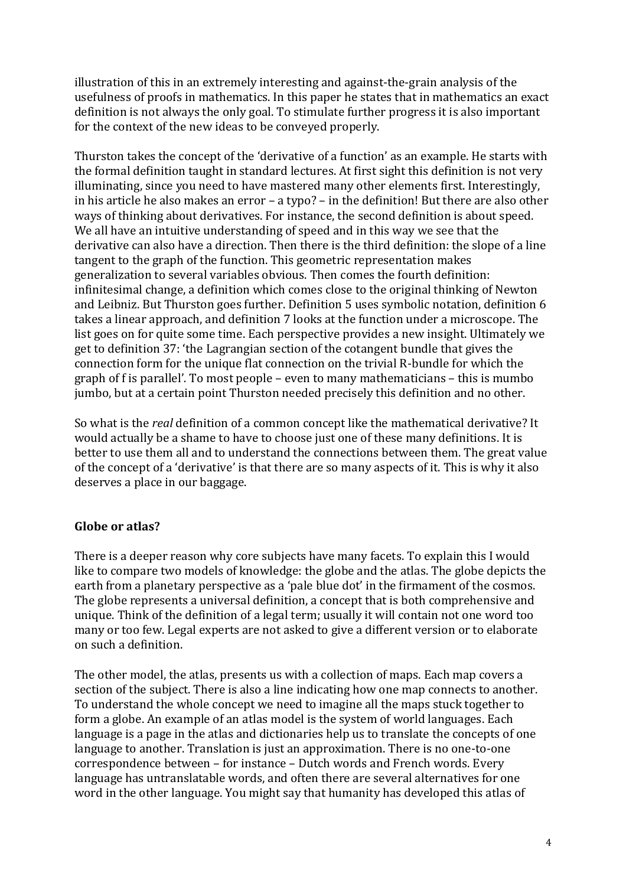illustration of this in an extremely interesting and against-the-grain analysis of the usefulness of proofs in mathematics. In this paper he states that in mathematics an exact definition is not always the only goal. To stimulate further progress it is also important for the context of the new ideas to be conveyed properly.

Thurston takes the concept of the 'derivative of a function' as an example. He starts with the formal definition taught in standard lectures. At first sight this definition is not very illuminating, since you need to have mastered many other elements first. Interestingly, in his article he also makes an error – a typo? – in the definition! But there are also other ways of thinking about derivatives. For instance, the second definition is about speed. We all have an intuitive understanding of speed and in this way we see that the derivative can also have a direction. Then there is the third definition: the slope of a line tangent to the graph of the function. This geometric representation makes generalization to several variables obvious. Then comes the fourth definition: infinitesimal change, a definition which comes close to the original thinking of Newton and Leibniz. But Thurston goes further. Definition 5 uses symbolic notation, definition 6 takes a linear approach, and definition 7 looks at the function under a microscope. The list goes on for quite some time. Each perspective provides a new insight. Ultimately we get to definition 37: 'the Lagrangian section of the cotangent bundle that gives the connection form for the unique flat connection on the trivial R-bundle for which the graph of f is parallel'. To most people – even to many mathematicians – this is mumbo jumbo, but at a certain point Thurston needed precisely this definition and no other.

So what is the *real* definition of a common concept like the mathematical derivative? It would actually be a shame to have to choose just one of these many definitions. It is better to use them all and to understand the connections between them. The great value of the concept of a 'derivative' is that there are so many aspects of it. This is why it also deserves a place in our baggage.

## Globe or atlas?

There is a deeper reason why core subjects have many facets. To explain this I would like to compare two models of knowledge: the globe and the atlas. The globe depicts the earth from a planetary perspective as a 'pale blue dot' in the firmament of the cosmos. The globe represents a universal definition, a concept that is both comprehensive and unique. Think of the definition of a legal term; usually it will contain not one word too many or too few. Legal experts are not asked to give a different version or to elaborate on such a definition.

The other model, the atlas, presents us with a collection of maps. Each map covers a section of the subject. There is also a line indicating how one map connects to another. To understand the whole concept we need to imagine all the maps stuck together to form a globe. An example of an atlas model is the system of world languages. Each language is a page in the atlas and dictionaries help us to translate the concepts of one language to another. Translation is just an approximation. There is no one-to-one correspondence between – for instance – Dutch words and French words. Every language has untranslatable words, and often there are several alternatives for one word in the other language. You might say that humanity has developed this atlas of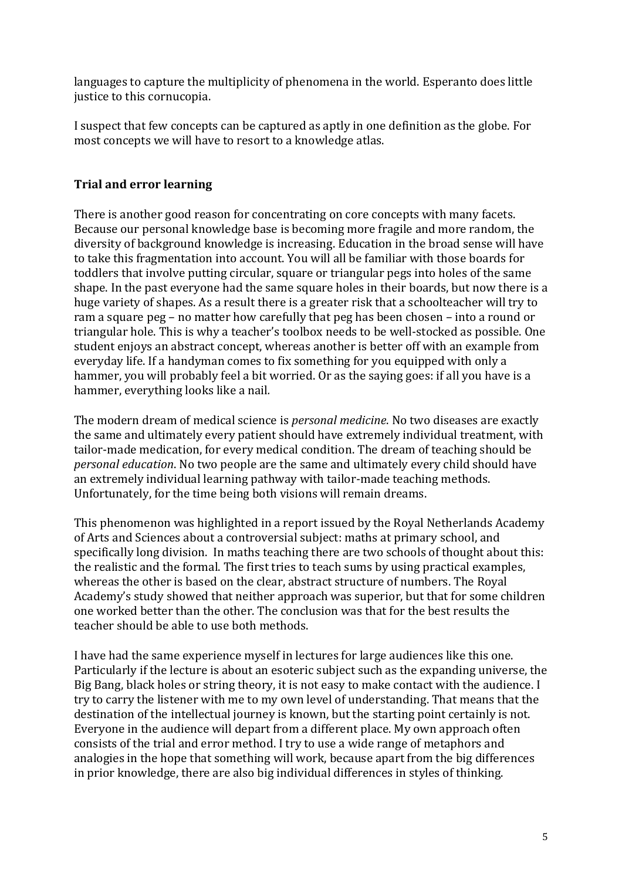languages to capture the multiplicity of phenomena in the world. Esperanto does little justice to this cornucopia.

I suspect that few concepts can be captured as aptly in one definition as the globe. For most concepts we will have to resort to a knowledge atlas.

## Trial and error learning

There is another good reason for concentrating on core concepts with many facets. Because our personal knowledge base is becoming more fragile and more random, the diversity of background knowledge is increasing. Education in the broad sense will have to take this fragmentation into account. You will all be familiar with those boards for toddlers that involve putting circular, square or triangular pegs into holes of the same shape. In the past everyone had the same square holes in their boards, but now there is a huge variety of shapes. As a result there is a greater risk that a schoolteacher will try to ram a square peg – no matter how carefully that peg has been chosen – into a round or triangular hole. This is why a teacher's toolbox needs to be well-stocked as possible. One student enjoys an abstract concept, whereas another is better off with an example from everyday life. If a handyman comes to fix something for you equipped with only a hammer, you will probably feel a bit worried. Or as the saying goes: if all you have is a hammer, everything looks like a nail.

The modern dream of medical science is *personal medicine*. No two diseases are exactly the same and ultimately every patient should have extremely individual treatment, with tailor-made medication, for every medical condition. The dream of teaching should be *personal education*. No two people are the same and ultimately every child should have an extremely individual learning pathway with tailor-made teaching methods. Unfortunately, for the time being both visions will remain dreams.

This phenomenon was highlighted in a report issued by the Royal Netherlands Academy of Arts and Sciences about a controversial subject: maths at primary school, and specifically long division. In maths teaching there are two schools of thought about this: the realistic and the formal. The first tries to teach sums by using practical examples, whereas the other is based on the clear, abstract structure of numbers. The Royal Academy's study showed that neither approach was superior, but that for some children one worked better than the other. The conclusion was that for the best results the teacher should be able to use both methods.

I have had the same experience myself in lectures for large audiences like this one. Particularly if the lecture is about an esoteric subject such as the expanding universe, the Big Bang, black holes or string theory, it is not easy to make contact with the audience. I try to carry the listener with me to my own level of understanding. That means that the destination of the intellectual journey is known, but the starting point certainly is not. Everyone in the audience will depart from a different place. My own approach often consists of the trial and error method. I try to use a wide range of metaphors and analogies in the hope that something will work, because apart from the big differences in prior knowledge, there are also big individual differences in styles of thinking.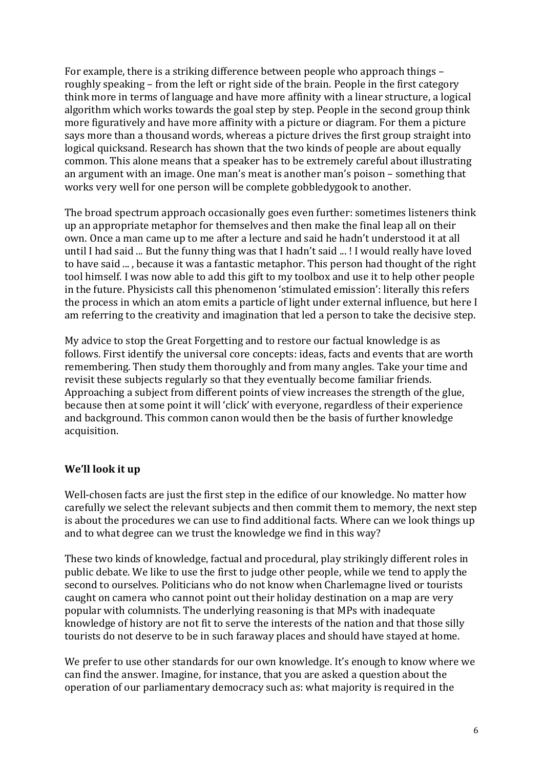For example, there is a striking difference between people who approach things – roughly speaking – from the left or right side of the brain. People in the first category think more in terms of language and have more affinity with a linear structure, a logical algorithm which works towards the goal step by step. People in the second group think more figuratively and have more affinity with a picture or diagram. For them a picture says more than a thousand words, whereas a picture drives the first group straight into logical quicksand. Research has shown that the two kinds of people are about equally common. This alone means that a speaker has to be extremely careful about illustrating an argument with an image. One man's meat is another man's poison – something that works very well for one person will be complete gobbledygook to another.

The broad spectrum approach occasionally goes even further: sometimes listeners think up an appropriate metaphor for themselves and then make the final leap all on their own. Once a man came up to me after a lecture and said he hadn't understood it at all until I had said ... But the funny thing was that I hadn't said ... ! I would really have loved to have said ... , because it was a fantastic metaphor. This person had thought of the right tool himself. I was now able to add this gift to my toolbox and use it to help other people in the future. Physicists call this phenomenon 'stimulated emission': literally this refers the process in which an atom emits a particle of light under external influence, but here I am referring to the creativity and imagination that led a person to take the decisive step.

My advice to stop the Great Forgetting and to restore our factual knowledge is as follows. First identify the universal core concepts: ideas, facts and events that are worth remembering. Then study them thoroughly and from many angles. Take your time and revisit these subjects regularly so that they eventually become familiar friends. Approaching a subject from different points of view increases the strength of the glue, because then at some point it will 'click' with everyone, regardless of their experience and background. This common canon would then be the basis of further knowledge acquisition.

## We'll look it up

Well-chosen facts are just the first step in the edifice of our knowledge. No matter how carefully we select the relevant subjects and then commit them to memory, the next step is about the procedures we can use to find additional facts. Where can we look things up and to what degree can we trust the knowledge we find in this way?

These two kinds of knowledge, factual and procedural, play strikingly different roles in public debate. We like to use the first to judge other people, while we tend to apply the second to ourselves. Politicians who do not know when Charlemagne lived or tourists caught on camera who cannot point out their holiday destination on a map are very popular with columnists. The underlying reasoning is that MPs with inadequate knowledge of history are not fit to serve the interests of the nation and that those silly tourists do not deserve to be in such faraway places and should have stayed at home.

We prefer to use other standards for our own knowledge. It's enough to know where we can find the answer. Imagine, for instance, that you are asked a question about the operation of our parliamentary democracy such as: what majority is required in the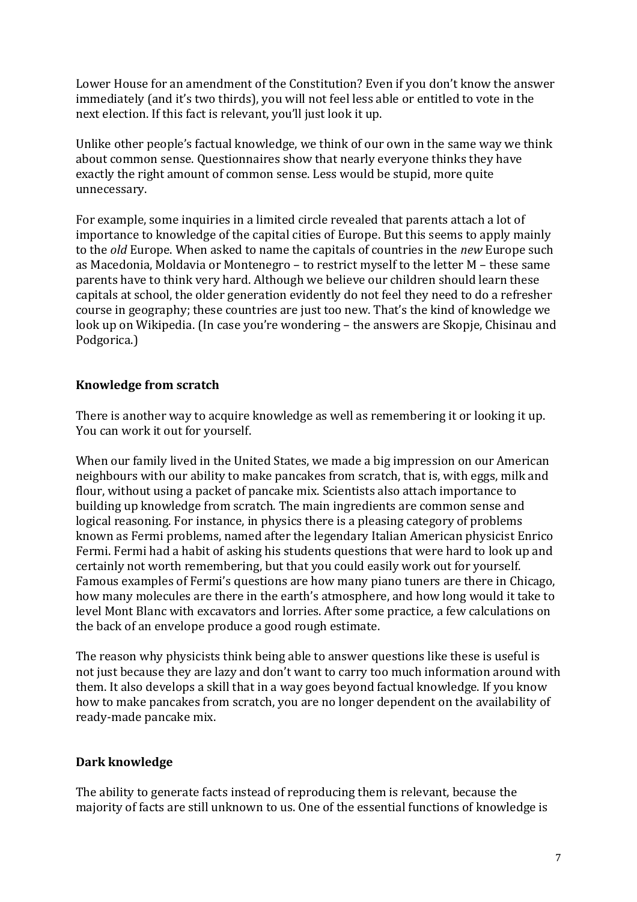Lower House for an amendment of the Constitution? Even if you don't know the answer immediately (and it's two thirds), you will not feel less able or entitled to vote in the next election. If this fact is relevant, you'll just look it up.

Unlike other people's factual knowledge, we think of our own in the same way we think about common sense. Questionnaires show that nearly everyone thinks they have exactly the right amount of common sense. Less would be stupid, more quite unnecessary.

For example, some inquiries in a limited circle revealed that parents attach a lot of importance to knowledge of the capital cities of Europe. But this seems to apply mainly to the *old* Europe. When asked to name the capitals of countries in the *new* Europe such as Macedonia, Moldavia or Montenegro – to restrict myself to the letter M – these same parents have to think very hard. Although we believe our children should learn these capitals at school, the older generation evidently do not feel they need to do a refresher course in geography; these countries are just too new. That's the kind of knowledge we look up on Wikipedia. (In case you're wondering – the answers are Skopje, Chisinau and Podgorica.)

## Knowledge from scratch

There is another way to acquire knowledge as well as remembering it or looking it up. You can work it out for yourself.

When our family lived in the United States, we made a big impression on our American neighbours with our ability to make pancakes from scratch, that is, with eggs, milk and flour, without using a packet of pancake mix. Scientists also attach importance to building up knowledge from scratch. The main ingredients are common sense and logical reasoning. For instance, in physics there is a pleasing category of problems known as Fermi problems, named after the legendary Italian American physicist Enrico Fermi. Fermi had a habit of asking his students questions that were hard to look up and certainly not worth remembering, but that you could easily work out for yourself. Famous examples of Fermi's questions are how many piano tuners are there in Chicago, how many molecules are there in the earth's atmosphere, and how long would it take to level Mont Blanc with excavators and lorries. After some practice, a few calculations on the back of an envelope produce a good rough estimate.

The reason why physicists think being able to answer questions like these is useful is not just because they are lazy and don't want to carry too much information around with them. It also develops a skill that in a way goes beyond factual knowledge. If you know how to make pancakes from scratch, you are no longer dependent on the availability of ready-made pancake mix.

## Dark knowledge

The ability to generate facts instead of reproducing them is relevant, because the majority of facts are still unknown to us. One of the essential functions of knowledge is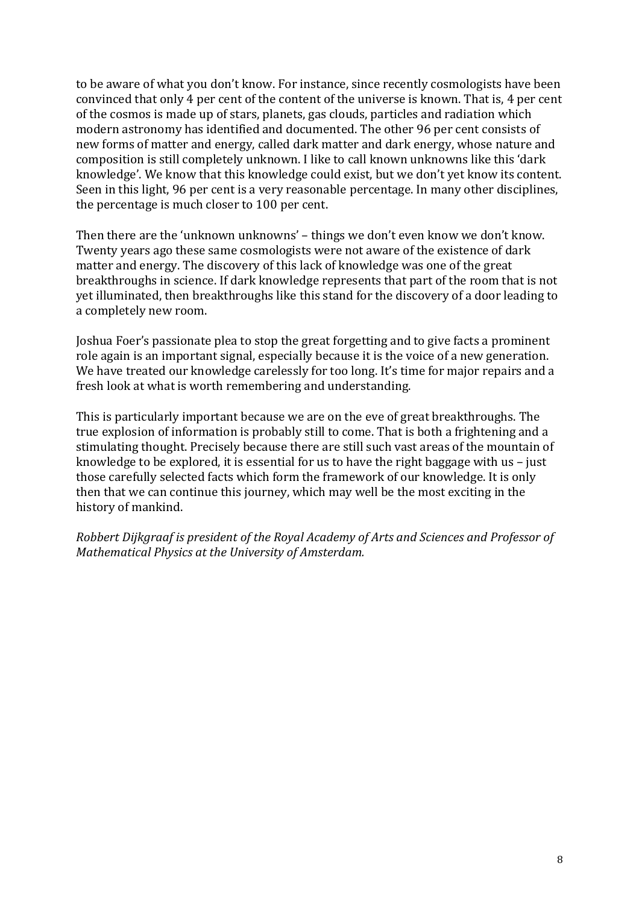to be aware of what you don't know. For instance, since recently cosmologists have been convinced that only 4 per cent of the content of the universe is known. That is, 4 per cent of the cosmos is made up of stars, planets, gas clouds, particles and radiation which modern astronomy has identified and documented. The other 96 per cent consists of new forms of matter and energy, called dark matter and dark energy, whose nature and composition is still completely unknown. I like to call known unknowns like this 'dark knowledge'. We know that this knowledge could exist, but we don't yet know its content. Seen in this light, 96 per cent is a very reasonable percentage. In many other disciplines, the percentage is much closer to 100 per cent.

Then there are the 'unknown unknowns' – things we don't even know we don't know. Twenty years ago these same cosmologists were not aware of the existence of dark matter and energy. The discovery of this lack of knowledge was one of the great breakthroughs in science. If dark knowledge represents that part of the room that is not yet illuminated, then breakthroughs like this stand for the discovery of a door leading to a completely new room.

Joshua Foer's passionate plea to stop the great forgetting and to give facts a prominent role again is an important signal, especially because it is the voice of a new generation. We have treated our knowledge carelessly for too long. It's time for major repairs and a fresh look at what is worth remembering and understanding.

This is particularly important because we are on the eve of great breakthroughs. The true explosion of information is probably still to come. That is both a frightening and a stimulating thought. Precisely because there are still such vast areas of the mountain of knowledge to be explored, it is essential for us to have the right baggage with us – just those carefully selected facts which form the framework of our knowledge. It is only then that we can continue this journey, which may well be the most exciting in the history of mankind.

*Robbert Dijkgraaf is president of the Royal Academy of Arts and Sciences and Professor of Mathematical Physics at the University of Amsterdam.*